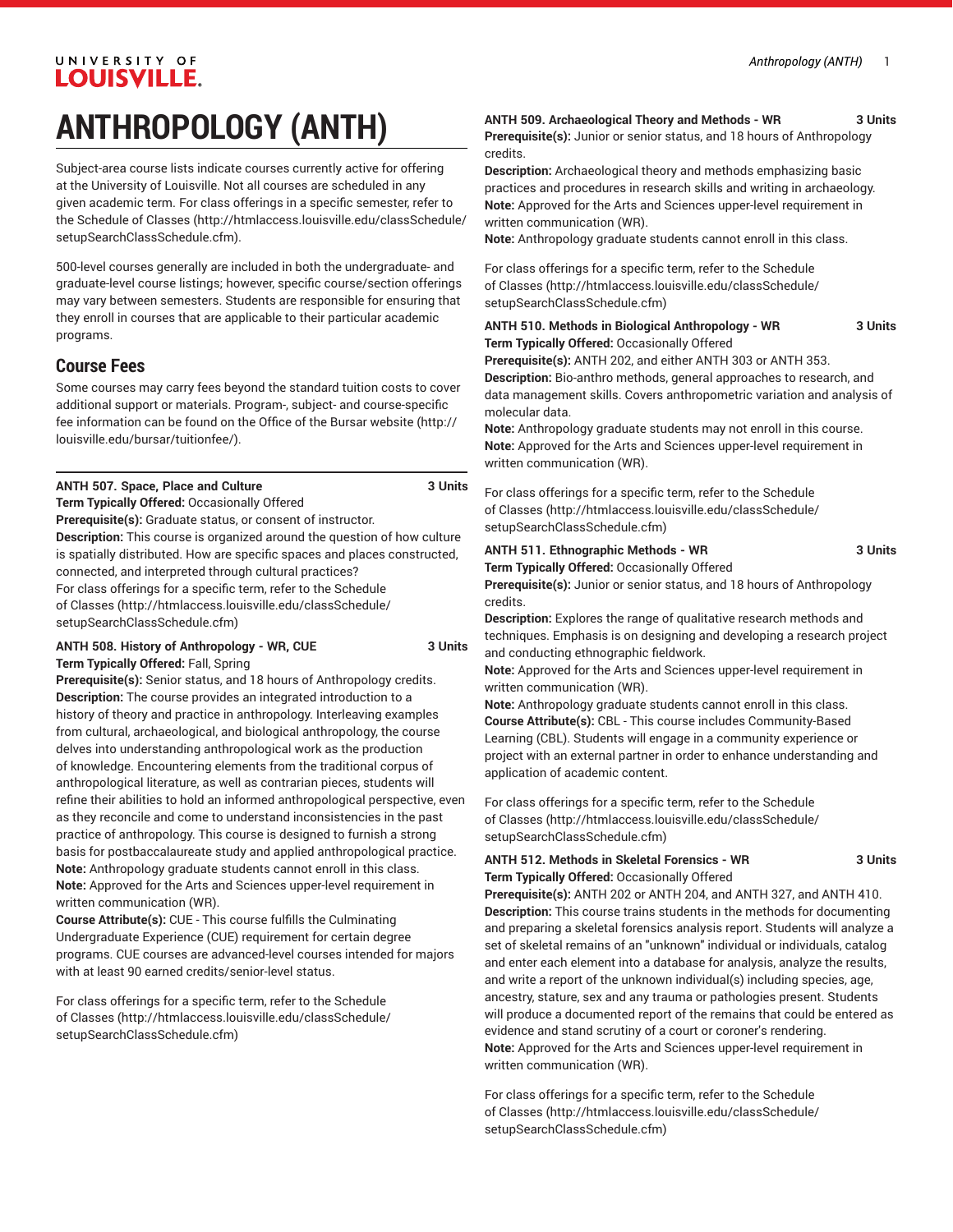# ANTHROPOLOGY (ANTH)

Subject-area course lists indicate courses currently active for offering at the University of Louisville. Not all courses are scheduled in any given academic term. For class offerings in a specific semester, refer to the Schedule of Classes (http://htmlaccess.louisville.edu/classSchedule/setupSearchClassSchedule.cfm).

500-level courses generally are included in both the undergraduate- and graduate-level course listings; however, specific course/section offerings may vary between semesters. Students are responsible for ensuring that they enroll in courses that are applicable to their particular academic programs.

## Course Fees

Some courses may carry fees beyond the standard tuition costs to cover additional support or materials. Program-, subject- and course-specific fee information can be found on the Office of the Bursar website (http://louisville.edu/bursar/tuitionfee/).

**ANTH 507. Space, Place and Culture** **3 Units**
**Term Typically Offered:** Occasionally Offered
**Prerequisite(s):** Graduate status, or consent of instructor.
**Description:** This course is organized around the question of how culture is spatially distributed. How are specific spaces and places constructed, connected, and interpreted through cultural practices?
For class offerings for a specific term, refer to the Schedule of Classes (http://htmlaccess.louisville.edu/classSchedule/setupSearchClassSchedule.cfm)

**ANTH 508. History of Anthropology - WR, CUE** **3 Units**
**Term Typically Offered:** Fall, Spring
**Prerequisite(s):** Senior status, and 18 hours of Anthropology credits.
**Description:** The course provides an integrated introduction to a history of theory and practice in anthropology. Interleaving examples from cultural, archaeological, and biological anthropology, the course delves into understanding anthropological work as the production of knowledge. Encountering elements from the traditional corpus of anthropological literature, as well as contrarian pieces, students will refine their abilities to hold an informed anthropological perspective, even as they reconcile and come to understand inconsistencies in the past practice of anthropology. This course is designed to furnish a strong basis for postbaccalaureate study and applied anthropological practice.
**Note:** Anthropology graduate students cannot enroll in this class.
**Note:** Approved for the Arts and Sciences upper-level requirement in written communication (WR).
**Course Attribute(s):** CUE - This course fulfills the Culminating Undergraduate Experience (CUE) requirement for certain degree programs. CUE courses are advanced-level courses intended for majors with at least 90 earned credits/senior-level status.

For class offerings for a specific term, refer to the Schedule of Classes (http://htmlaccess.louisville.edu/classSchedule/setupSearchClassSchedule.cfm)

**ANTH 509. Archaeological Theory and Methods - WR** **3 Units**
**Prerequisite(s):** Junior or senior status, and 18 hours of Anthropology credits.
**Description:** Archaeological theory and methods emphasizing basic practices and procedures in research skills and writing in archaeology.
**Note:** Approved for the Arts and Sciences upper-level requirement in written communication (WR).
**Note:** Anthropology graduate students cannot enroll in this class.

For class offerings for a specific term, refer to the Schedule of Classes (http://htmlaccess.louisville.edu/classSchedule/setupSearchClassSchedule.cfm)

**ANTH 510. Methods in Biological Anthropology - WR** **3 Units**
**Term Typically Offered:** Occasionally Offered
**Prerequisite(s):** ANTH 202, and either ANTH 303 or ANTH 353.
**Description:** Bio-anthro methods, general approaches to research, and data management skills. Covers anthropometric variation and analysis of molecular data.
**Note:** Anthropology graduate students may not enroll in this course.
**Note:** Approved for the Arts and Sciences upper-level requirement in written communication (WR).

For class offerings for a specific term, refer to the Schedule of Classes (http://htmlaccess.louisville.edu/classSchedule/setupSearchClassSchedule.cfm)

**ANTH 511. Ethnographic Methods - WR** **3 Units**
**Term Typically Offered:** Occasionally Offered
**Prerequisite(s):** Junior or senior status, and 18 hours of Anthropology credits.
**Description:** Explores the range of qualitative research methods and techniques. Emphasis is on designing and developing a research project and conducting ethnographic fieldwork.
**Note:** Approved for the Arts and Sciences upper-level requirement in written communication (WR).
**Note:** Anthropology graduate students cannot enroll in this class.
**Course Attribute(s):** CBL - This course includes Community-Based Learning (CBL). Students will engage in a community experience or project with an external partner in order to enhance understanding and application of academic content.

For class offerings for a specific term, refer to the Schedule of Classes (http://htmlaccess.louisville.edu/classSchedule/setupSearchClassSchedule.cfm)

**ANTH 512. Methods in Skeletal Forensics - WR** **3 Units**
**Term Typically Offered:** Occasionally Offered
**Prerequisite(s):** ANTH 202 or ANTH 204, and ANTH 327, and ANTH 410.
**Description:** This course trains students in the methods for documenting and preparing a skeletal forensics analysis report. Students will analyze a set of skeletal remains of an "unknown" individual or individuals, catalog and enter each element into a database for analysis, analyze the results, and write a report of the unknown individual(s) including species, age, ancestry, stature, sex and any trauma or pathologies present. Students will produce a documented report of the remains that could be entered as evidence and stand scrutiny of a court or coroner's rendering.
**Note:** Approved for the Arts and Sciences upper-level requirement in written communication (WR).

For class offerings for a specific term, refer to the Schedule of Classes (http://htmlaccess.louisville.edu/classSchedule/setupSearchClassSchedule.cfm)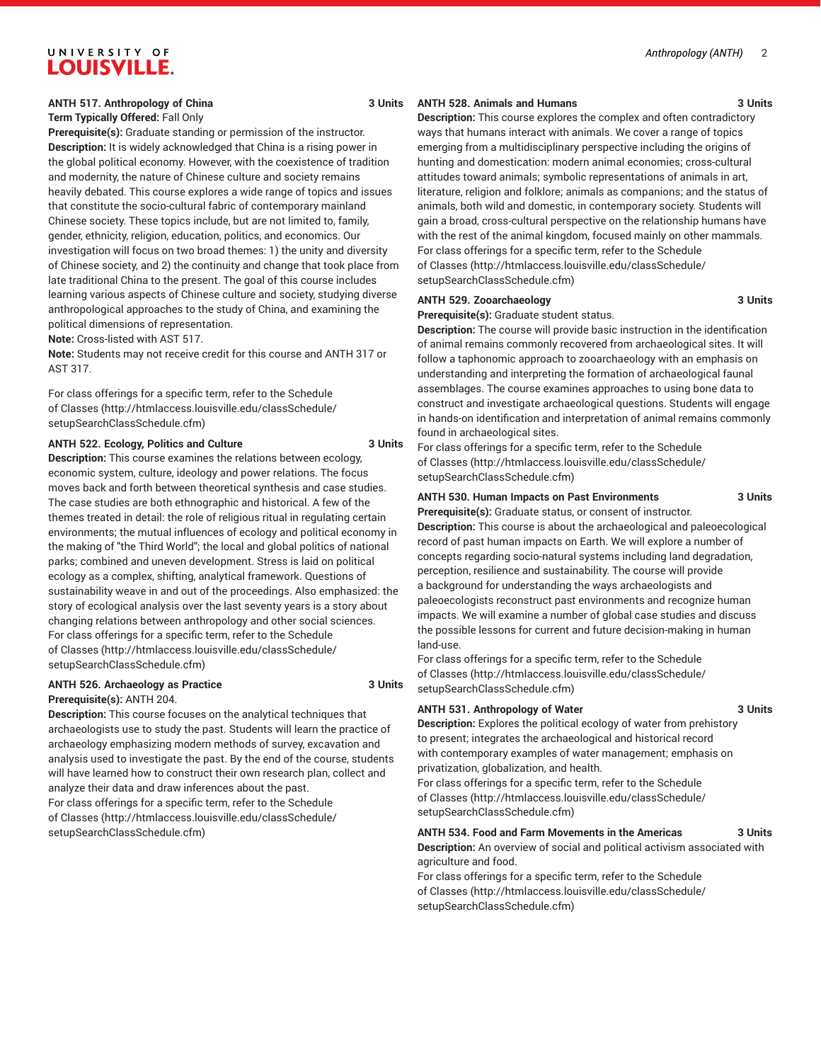**ANTH 517. Anthropology of China 3 Units**

**Term Typically Offered:** Fall Only

**Prerequisite(s):** Graduate standing or permission of the instructor.

**Description:** It is widely acknowledged that China is a rising power in the global political economy. However, with the coexistence of tradition and modernity, the nature of Chinese culture and society remains heavily debated. This course explores a wide range of topics and issues that constitute the socio-cultural fabric of contemporary mainland Chinese society. These topics include, but are not limited to, family, gender, ethnicity, religion, education, politics, and economics. Our investigation will focus on two broad themes: 1) the unity and diversity of Chinese society, and 2) the continuity and change that took place from late traditional China to the present. The goal of this course includes learning various aspects of Chinese culture and society, studying diverse anthropological approaches to the study of China, and examining the political dimensions of representation.

**Note:** Cross-listed with AST 517.

**Note:** Students may not receive credit for this course and ANTH 317 or AST 317.

For class offerings for a specific term, refer to the Schedule of Classes (http://htmlaccess.louisville.edu/classSchedule/setupSearchClassSchedule.cfm)

**ANTH 522. Ecology, Politics and Culture 3 Units**

**Description:** This course examines the relations between ecology, economic system, culture, ideology and power relations. The focus moves back and forth between theoretical synthesis and case studies. The case studies are both ethnographic and historical. A few of the themes treated in detail: the role of religious ritual in regulating certain environments; the mutual influences of ecology and political economy in the making of "the Third World"; the local and global politics of national parks; combined and uneven development. Stress is laid on political ecology as a complex, shifting, analytical framework. Questions of sustainability weave in and out of the proceedings. Also emphasized: the story of ecological analysis over the last seventy years is a story about changing relations between anthropology and other social sciences.
For class offerings for a specific term, refer to the Schedule of Classes (http://htmlaccess.louisville.edu/classSchedule/setupSearchClassSchedule.cfm)

**ANTH 526. Archaeology as Practice 3 Units**

**Prerequisite(s):** ANTH 204.

**Description:** This course focuses on the analytical techniques that archaeologists use to study the past. Students will learn the practice of archaeology emphasizing modern methods of survey, excavation and analysis used to investigate the past. By the end of the course, students will have learned how to construct their own research plan, collect and analyze their data and draw inferences about the past.
For class offerings for a specific term, refer to the Schedule of Classes (http://htmlaccess.louisville.edu/classSchedule/setupSearchClassSchedule.cfm)

**ANTH 528. Animals and Humans 3 Units**

**Description:** This course explores the complex and often contradictory ways that humans interact with animals. We cover a range of topics emerging from a multidisciplinary perspective including the origins of hunting and domestication: modern animal economies; cross-cultural attitudes toward animals; symbolic representations of animals in art, literature, religion and folklore; animals as companions; and the status of animals, both wild and domestic, in contemporary society. Students will gain a broad, cross-cultural perspective on the relationship humans have with the rest of the animal kingdom, focused mainly on other mammals.
For class offerings for a specific term, refer to the Schedule of Classes (http://htmlaccess.louisville.edu/classSchedule/setupSearchClassSchedule.cfm)

**ANTH 529. Zooarchaeology 3 Units**

**Prerequisite(s):** Graduate student status.

**Description:** The course will provide basic instruction in the identification of animal remains commonly recovered from archaeological sites. It will follow a taphonomic approach to zooarchaeology with an emphasis on understanding and interpreting the formation of archaeological faunal assemblages. The course examines approaches to using bone data to construct and investigate archaeological questions. Students will engage in hands-on identification and interpretation of animal remains commonly found in archaeological sites.
For class offerings for a specific term, refer to the Schedule of Classes (http://htmlaccess.louisville.edu/classSchedule/setupSearchClassSchedule.cfm)

**ANTH 530. Human Impacts on Past Environments 3 Units**

**Prerequisite(s):** Graduate status, or consent of instructor.

**Description:** This course is about the archaeological and paleoecological record of past human impacts on Earth. We will explore a number of concepts regarding socio-natural systems including land degradation, perception, resilience and sustainability. The course will provide a background for understanding the ways archaeologists and paleoecologists reconstruct past environments and recognize human impacts. We will examine a number of global case studies and discuss the possible lessons for current and future decision-making in human land-use.
For class offerings for a specific term, refer to the Schedule of Classes (http://htmlaccess.louisville.edu/classSchedule/setupSearchClassSchedule.cfm)

**ANTH 531. Anthropology of Water 3 Units**

**Description:** Explores the political ecology of water from prehistory to present; integrates the archaeological and historical record with contemporary examples of water management; emphasis on privatization, globalization, and health.
For class offerings for a specific term, refer to the Schedule of Classes (http://htmlaccess.louisville.edu/classSchedule/setupSearchClassSchedule.cfm)

**ANTH 534. Food and Farm Movements in the Americas 3 Units**

**Description:** An overview of social and political activism associated with agriculture and food.
For class offerings for a specific term, refer to the Schedule of Classes (http://htmlaccess.louisville.edu/classSchedule/setupSearchClassSchedule.cfm)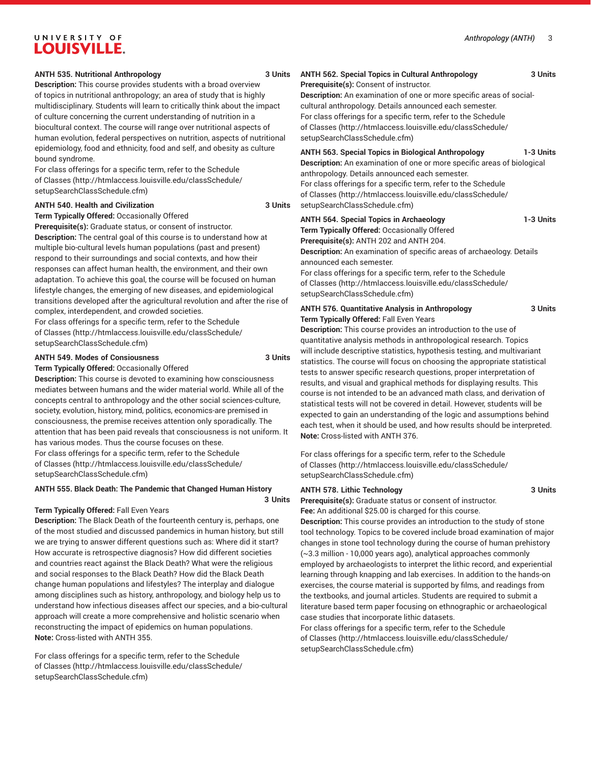**ANTH 535. Nutritional Anthropology** 3 Units

**Description:** This course provides students with a broad overview of topics in nutritional anthropology; an area of study that is highly multidisciplinary. Students will learn to critically think about the impact of culture concerning the current understanding of nutrition in a biocultural context. The course will range over nutritional aspects of human evolution, federal perspectives on nutrition, aspects of nutritional epidemiology, food and ethnicity, food and self, and obesity as culture bound syndrome.

For class offerings for a specific term, refer to the Schedule of Classes (http://htmlaccess.louisville.edu/classSchedule/setupSearchClassSchedule.cfm)

**ANTH 540. Health and Civilization** 3 Units

**Term Typically Offered:** Occasionally Offered

**Prerequisite(s):** Graduate status, or consent of instructor.

**Description:** The central goal of this course is to understand how at multiple bio-cultural levels human populations (past and present) respond to their surroundings and social contexts, and how their responses can affect human health, the environment, and their own adaptation. To achieve this goal, the course will be focused on human lifestyle changes, the emerging of new diseases, and epidemiological transitions developed after the agricultural revolution and after the rise of complex, interdependent, and crowded societies.

For class offerings for a specific term, refer to the Schedule of Classes (http://htmlaccess.louisville.edu/classSchedule/setupSearchClassSchedule.cfm)

**ANTH 549. Modes of Consiousness** 3 Units

**Term Typically Offered:** Occasionally Offered

**Description:** This course is devoted to examining how consciousness mediates between humans and the wider material world. While all of the concepts central to anthropology and the other social sciences-culture, society, evolution, history, mind, politics, economics-are premised in consciousness, the premise receives attention only sporadically. The attention that has been paid reveals that consciousness is not uniform. It has various modes. Thus the course focuses on these.

For class offerings for a specific term, refer to the Schedule of Classes (http://htmlaccess.louisville.edu/classSchedule/setupSearchClassSchedule.cfm)

**ANTH 555. Black Death: The Pandemic that Changed Human History** 3 Units

**Term Typically Offered:** Fall Even Years

**Description:** The Black Death of the fourteenth century is, perhaps, one of the most studied and discussed pandemics in human history, but still we are trying to answer different questions such as: Where did it start? How accurate is retrospective diagnosis? How did different societies and countries react against the Black Death? What were the religious and social responses to the Black Death? How did the Black Death change human populations and lifestyles? The interplay and dialogue among disciplines such as history, anthropology, and biology help us to understand how infectious diseases affect our species, and a bio-cultural approach will create a more comprehensive and holistic scenario when reconstructing the impact of epidemics on human populations.

**Note:** Cross-listed with ANTH 355.

For class offerings for a specific term, refer to the Schedule of Classes (http://htmlaccess.louisville.edu/classSchedule/setupSearchClassSchedule.cfm)

**ANTH 562. Special Topics in Cultural Anthropology** 3 Units

**Prerequisite(s):** Consent of instructor.

**Description:** An examination of one or more specific areas of social-cultural anthropology. Details announced each semester.

For class offerings for a specific term, refer to the Schedule of Classes (http://htmlaccess.louisville.edu/classSchedule/setupSearchClassSchedule.cfm)

**ANTH 563. Special Topics in Biological Anthropology** 1-3 Units

**Description:** An examination of one or more specific areas of biological anthropology. Details announced each semester.

For class offerings for a specific term, refer to the Schedule of Classes (http://htmlaccess.louisville.edu/classSchedule/setupSearchClassSchedule.cfm)

**ANTH 564. Special Topics in Archaeology** 1-3 Units

**Term Typically Offered:** Occasionally Offered

**Prerequisite(s):** ANTH 202 and ANTH 204.

**Description:** An examination of specific areas of archaeology. Details announced each semester.

For class offerings for a specific term, refer to the Schedule of Classes (http://htmlaccess.louisville.edu/classSchedule/setupSearchClassSchedule.cfm)

**ANTH 576. Quantitative Analysis in Anthropology** 3 Units

**Term Typically Offered:** Fall Even Years

**Description:** This course provides an introduction to the use of quantitative analysis methods in anthropological research. Topics will include descriptive statistics, hypothesis testing, and multivariant statistics. The course will focus on choosing the appropriate statistical tests to answer specific research questions, proper interpretation of results, and visual and graphical methods for displaying results. This course is not intended to be an advanced math class, and derivation of statistical tests will not be covered in detail. However, students will be expected to gain an understanding of the logic and assumptions behind each test, when it should be used, and how results should be interpreted.

**Note:** Cross-listed with ANTH 376.

For class offerings for a specific term, refer to the Schedule of Classes (http://htmlaccess.louisville.edu/classSchedule/setupSearchClassSchedule.cfm)

**ANTH 578. Lithic Technology** 3 Units

**Prerequisite(s):** Graduate status or consent of instructor.

**Fee:** An additional $25.00 is charged for this course.

**Description:** This course provides an introduction to the study of stone tool technology. Topics to be covered include broad examination of major changes in stone tool technology during the course of human prehistory (~3.3 million - 10,000 years ago), analytical approaches commonly employed by archaeologists to interpret the lithic record, and experiential learning through knapping and lab exercises. In addition to the hands-on exercises, the course material is supported by films, and readings from the textbooks, and journal articles. Students are required to submit a literature based term paper focusing on ethnographic or archaeological case studies that incorporate lithic datasets.

For class offerings for a specific term, refer to the Schedule of Classes (http://htmlaccess.louisville.edu/classSchedule/setupSearchClassSchedule.cfm)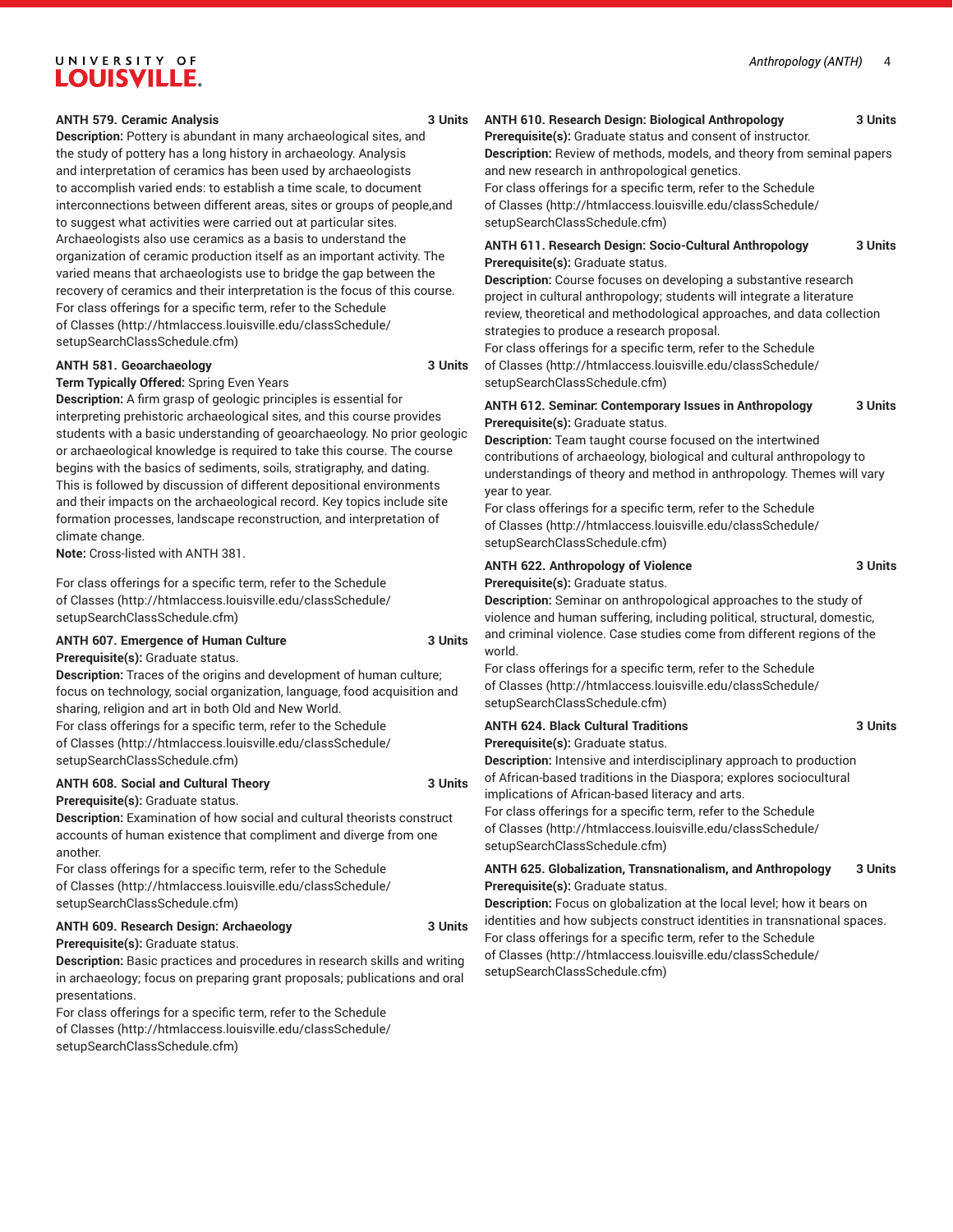**ANTH 579. Ceramic Analysis** 3 Units

**Description:** Pottery is abundant in many archaeological sites, and the study of pottery has a long history in archaeology. Analysis and interpretation of ceramics has been used by archaeologists to accomplish varied ends: to establish a time scale, to document interconnections between different areas, sites or groups of people,and to suggest what activities were carried out at particular sites. Archaeologists also use ceramics as a basis to understand the organization of ceramic production itself as an important activity. The varied means that archaeologists use to bridge the gap between the recovery of ceramics and their interpretation is the focus of this course.

For class offerings for a specific term, refer to the Schedule of Classes (http://htmlaccess.louisville.edu/classSchedule/setupSearchClassSchedule.cfm)

**ANTH 581. Geoarchaeology** 3 Units

**Term Typically Offered:** Spring Even Years

**Description:** A firm grasp of geologic principles is essential for interpreting prehistoric archaeological sites, and this course provides students with a basic understanding of geoarchaeology. No prior geologic or archaeological knowledge is required to take this course. The course begins with the basics of sediments, soils, stratigraphy, and dating. This is followed by discussion of different depositional environments and their impacts on the archaeological record. Key topics include site formation processes, landscape reconstruction, and interpretation of climate change.

**Note:** Cross-listed with ANTH 381.

For class offerings for a specific term, refer to the Schedule of Classes (http://htmlaccess.louisville.edu/classSchedule/setupSearchClassSchedule.cfm)

**ANTH 607. Emergence of Human Culture** 3 Units

**Prerequisite(s):** Graduate status.

**Description:** Traces of the origins and development of human culture; focus on technology, social organization, language, food acquisition and sharing, religion and art in both Old and New World.

For class offerings for a specific term, refer to the Schedule of Classes (http://htmlaccess.louisville.edu/classSchedule/setupSearchClassSchedule.cfm)

**ANTH 608. Social and Cultural Theory** 3 Units

**Prerequisite(s):** Graduate status.

**Description:** Examination of how social and cultural theorists construct accounts of human existence that compliment and diverge from one another.

For class offerings for a specific term, refer to the Schedule of Classes (http://htmlaccess.louisville.edu/classSchedule/setupSearchClassSchedule.cfm)

**ANTH 609. Research Design: Archaeology** 3 Units

**Prerequisite(s):** Graduate status.

**Description:** Basic practices and procedures in research skills and writing in archaeology; focus on preparing grant proposals; publications and oral presentations.

For class offerings for a specific term, refer to the Schedule of Classes (http://htmlaccess.louisville.edu/classSchedule/setupSearchClassSchedule.cfm)

**ANTH 610. Research Design: Biological Anthropology** 3 Units

**Prerequisite(s):** Graduate status and consent of instructor.

**Description:** Review of methods, models, and theory from seminal papers and new research in anthropological genetics.

For class offerings for a specific term, refer to the Schedule of Classes (http://htmlaccess.louisville.edu/classSchedule/setupSearchClassSchedule.cfm)

**ANTH 611. Research Design: Socio-Cultural Anthropology** 3 Units

**Prerequisite(s):** Graduate status.

**Description:** Course focuses on developing a substantive research project in cultural anthropology; students will integrate a literature review, theoretical and methodological approaches, and data collection strategies to produce a research proposal.

For class offerings for a specific term, refer to the Schedule of Classes (http://htmlaccess.louisville.edu/classSchedule/setupSearchClassSchedule.cfm)

**ANTH 612. Seminar: Contemporary Issues in Anthropology** 3 Units

**Prerequisite(s):** Graduate status.

**Description:** Team taught course focused on the intertwined contributions of archaeology, biological and cultural anthropology to understandings of theory and method in anthropology. Themes will vary year to year.

For class offerings for a specific term, refer to the Schedule of Classes (http://htmlaccess.louisville.edu/classSchedule/setupSearchClassSchedule.cfm)

**ANTH 622. Anthropology of Violence** 3 Units

**Prerequisite(s):** Graduate status.

**Description:** Seminar on anthropological approaches to the study of violence and human suffering, including political, structural, domestic, and criminal violence. Case studies come from different regions of the world.

For class offerings for a specific term, refer to the Schedule of Classes (http://htmlaccess.louisville.edu/classSchedule/setupSearchClassSchedule.cfm)

**ANTH 624. Black Cultural Traditions** 3 Units

**Prerequisite(s):** Graduate status.

**Description:** Intensive and interdisciplinary approach to production of African-based traditions in the Diaspora; explores sociocultural implications of African-based literacy and arts.

For class offerings for a specific term, refer to the Schedule of Classes (http://htmlaccess.louisville.edu/classSchedule/setupSearchClassSchedule.cfm)

**ANTH 625. Globalization, Transnationalism, and Anthropology** 3 Units

**Prerequisite(s):** Graduate status.

**Description:** Focus on globalization at the local level; how it bears on identities and how subjects construct identities in transnational spaces.

For class offerings for a specific term, refer to the Schedule of Classes (http://htmlaccess.louisville.edu/classSchedule/setupSearchClassSchedule.cfm)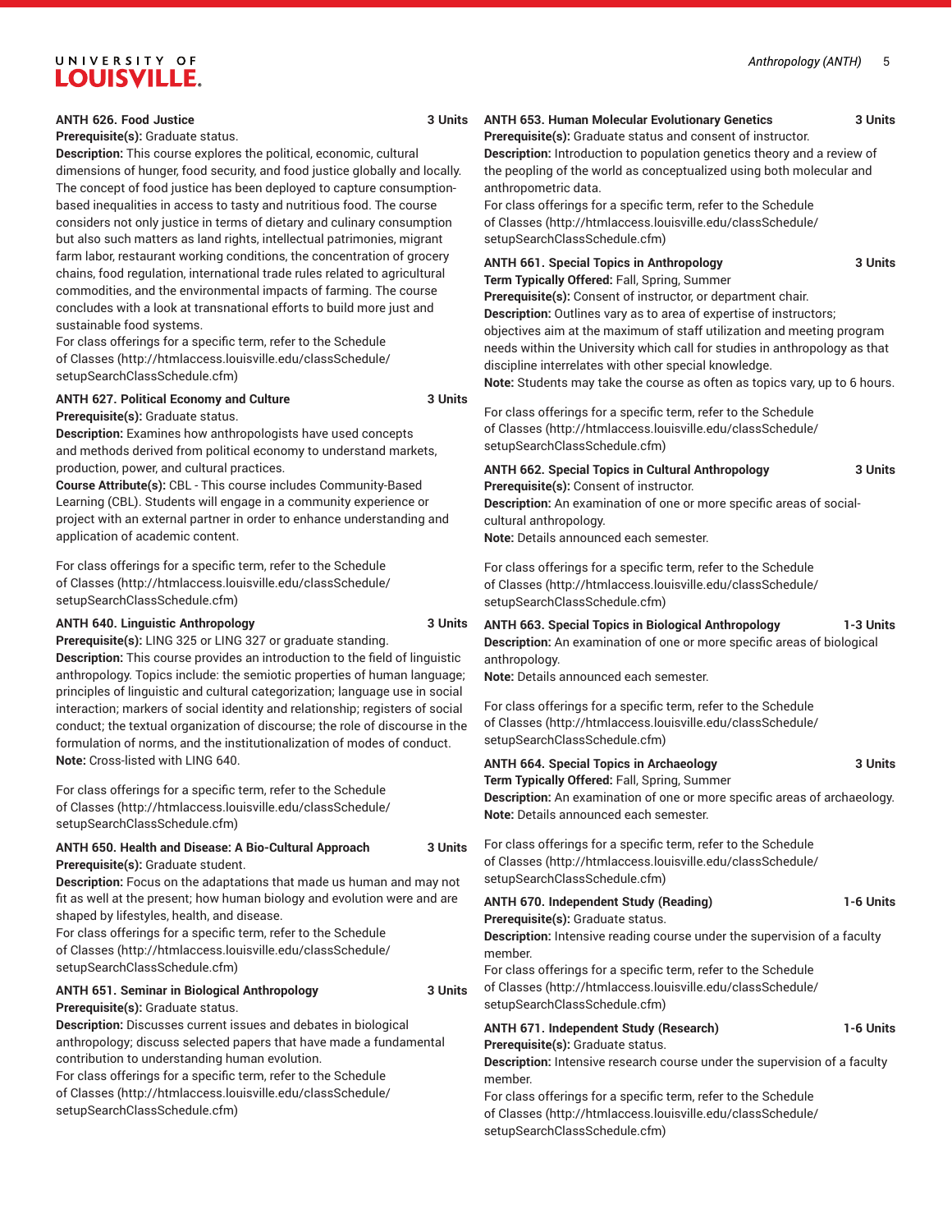**ANTH 626. Food Justice** 3 Units

**Prerequisite(s):** Graduate status.

**Description:** This course explores the political, economic, cultural dimensions of hunger, food security, and food justice globally and locally. The concept of food justice has been deployed to capture consumption-based inequalities in access to tasty and nutritious food. The course considers not only justice in terms of dietary and culinary consumption but also such matters as land rights, intellectual patrimonies, migrant farm labor, restaurant working conditions, the concentration of grocery chains, food regulation, international trade rules related to agricultural commodities, and the environmental impacts of farming. The course concludes with a look at transnational efforts to build more just and sustainable food systems.

For class offerings for a specific term, refer to the Schedule of Classes (http://htmlaccess.louisville.edu/classSchedule/setupSearchClassSchedule.cfm)

**ANTH 627. Political Economy and Culture** 3 Units

**Prerequisite(s):** Graduate status.

**Description:** Examines how anthropologists have used concepts and methods derived from political economy to understand markets, production, power, and cultural practices.

**Course Attribute(s):** CBL - This course includes Community-Based Learning (CBL). Students will engage in a community experience or project with an external partner in order to enhance understanding and application of academic content.

For class offerings for a specific term, refer to the Schedule of Classes (http://htmlaccess.louisville.edu/classSchedule/setupSearchClassSchedule.cfm)

**ANTH 640. Linguistic Anthropology** 3 Units

**Prerequisite(s):** LING 325 or LING 327 or graduate standing.

**Description:** This course provides an introduction to the field of linguistic anthropology. Topics include: the semiotic properties of human language; principles of linguistic and cultural categorization; language use in social interaction; markers of social identity and relationship; registers of social conduct; the textual organization of discourse; the role of discourse in the formulation of norms, and the institutionalization of modes of conduct.

**Note:** Cross-listed with LING 640.

For class offerings for a specific term, refer to the Schedule of Classes (http://htmlaccess.louisville.edu/classSchedule/setupSearchClassSchedule.cfm)

**ANTH 650. Health and Disease: A Bio-Cultural Approach** 3 Units

**Prerequisite(s):** Graduate student.

**Description:** Focus on the adaptations that made us human and may not fit as well at the present; how human biology and evolution were and are shaped by lifestyles, health, and disease.

For class offerings for a specific term, refer to the Schedule of Classes (http://htmlaccess.louisville.edu/classSchedule/setupSearchClassSchedule.cfm)

**ANTH 651. Seminar in Biological Anthropology** 3 Units

**Prerequisite(s):** Graduate status.

**Description:** Discusses current issues and debates in biological anthropology; discuss selected papers that have made a fundamental contribution to understanding human evolution.

For class offerings for a specific term, refer to the Schedule of Classes (http://htmlaccess.louisville.edu/classSchedule/setupSearchClassSchedule.cfm)

**ANTH 653. Human Molecular Evolutionary Genetics** 3 Units

**Prerequisite(s):** Graduate status and consent of instructor.

**Description:** Introduction to population genetics theory and a review of the peopling of the world as conceptualized using both molecular and anthropometric data.

For class offerings for a specific term, refer to the Schedule of Classes (http://htmlaccess.louisville.edu/classSchedule/setupSearchClassSchedule.cfm)

**ANTH 661. Special Topics in Anthropology** 3 Units

**Term Typically Offered:** Fall, Spring, Summer

**Prerequisite(s):** Consent of instructor, or department chair.

**Description:** Outlines vary as to area of expertise of instructors; objectives aim at the maximum of staff utilization and meeting program needs within the University which call for studies in anthropology as that discipline interrelates with other special knowledge.

**Note:** Students may take the course as often as topics vary, up to 6 hours.

For class offerings for a specific term, refer to the Schedule of Classes (http://htmlaccess.louisville.edu/classSchedule/setupSearchClassSchedule.cfm)

**ANTH 662. Special Topics in Cultural Anthropology** 3 Units

**Prerequisite(s):** Consent of instructor.

**Description:** An examination of one or more specific areas of social-cultural anthropology.

**Note:** Details announced each semester.

For class offerings for a specific term, refer to the Schedule of Classes (http://htmlaccess.louisville.edu/classSchedule/setupSearchClassSchedule.cfm)

**ANTH 663. Special Topics in Biological Anthropology** 1-3 Units

**Description:** An examination of one or more specific areas of biological anthropology.

**Note:** Details announced each semester.

For class offerings for a specific term, refer to the Schedule of Classes (http://htmlaccess.louisville.edu/classSchedule/setupSearchClassSchedule.cfm)

**ANTH 664. Special Topics in Archaeology** 3 Units

**Term Typically Offered:** Fall, Spring, Summer

**Description:** An examination of one or more specific areas of archaeology.

**Note:** Details announced each semester.

For class offerings for a specific term, refer to the Schedule of Classes (http://htmlaccess.louisville.edu/classSchedule/setupSearchClassSchedule.cfm)

**ANTH 670. Independent Study (Reading)** 1-6 Units

**Prerequisite(s):** Graduate status.

**Description:** Intensive reading course under the supervision of a faculty member.

For class offerings for a specific term, refer to the Schedule of Classes (http://htmlaccess.louisville.edu/classSchedule/setupSearchClassSchedule.cfm)

**ANTH 671. Independent Study (Research)** 1-6 Units

**Prerequisite(s):** Graduate status.

**Description:** Intensive research course under the supervision of a faculty member.

For class offerings for a specific term, refer to the Schedule of Classes (http://htmlaccess.louisville.edu/classSchedule/setupSearchClassSchedule.cfm)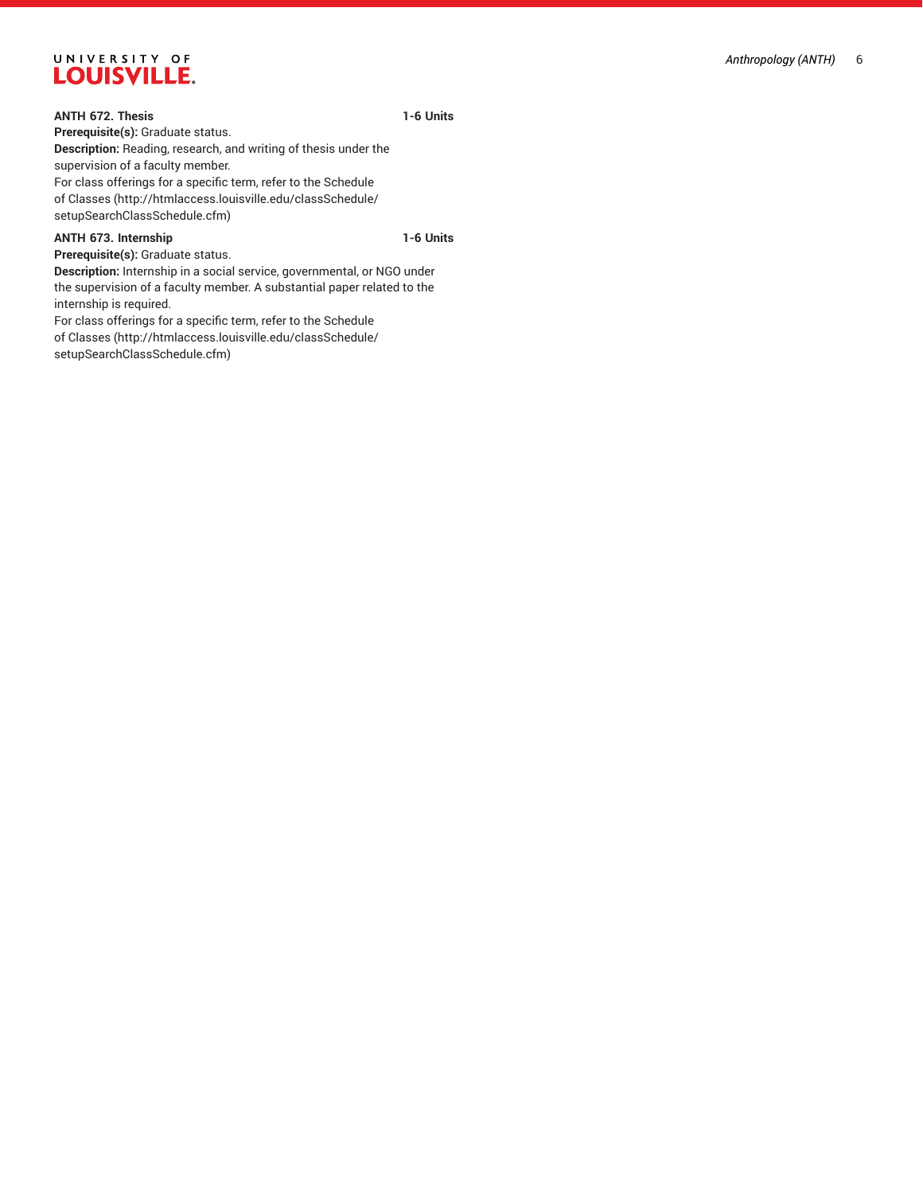**ANTH 672. Thesis** **1-6 Units**

**Prerequisite(s):** Graduate status.

**Description:** Reading, research, and writing of thesis under the supervision of a faculty member.

For class offerings for a specific term, refer to the Schedule of Classes (http://htmlaccess.louisville.edu/classSchedule/setupSearchClassSchedule.cfm)

**ANTH 673. Internship** **1-6 Units**

**Prerequisite(s):** Graduate status.

**Description:** Internship in a social service, governmental, or NGO under the supervision of a faculty member. A substantial paper related to the internship is required.

For class offerings for a specific term, refer to the Schedule of Classes (http://htmlaccess.louisville.edu/classSchedule/setupSearchClassSchedule.cfm)